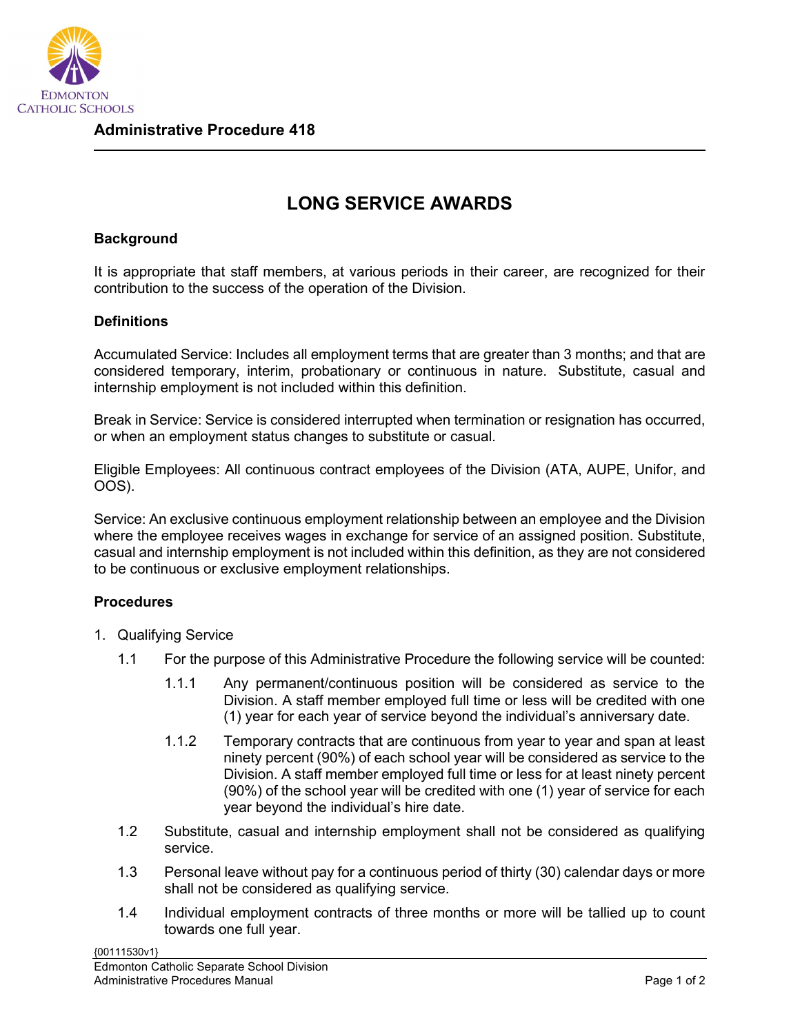**Administrative Procedure 418**

# LONG SERVICE AWARDS

## Background

It is appropriate that staff members, at various periods in their career, are recognized for their contribution to the success of the operation of the Division.

## Definitions

Accumulated Service: Includes all employment terms that are greater than 3 months; and that are considered temporary, interim, probationary or continuous in nature. Substitute, casual and internship employment is not included within this definition.

Break in Service: Service is considered interrupted when termination or resignation has occurred, or when an employment status changes to substitute or casual.

Eligible Employees: All continuous contract employees of the Division (ATA, AUPE, Unifor, and OOS).

Service: An exclusive continuous employment relationship between an employee and the Division where the employee receives wages in exchange for service of an assigned position. Substitute, casual and internship employment is not included within this definition, as they are not considered to be continuous or exclusive employment relationships.

## Procedures

1. Qualifying Service
   - 1.1 For the purpose of this Administrative Procedure the following service will be counted:
     - 1.1.1 Any permanent/continuous position will be considered as service to the Division. A staff member employed full time or less will be credited with one (1) year for each year of service beyond the individual's anniversary date.
     - 1.1.2 Temporary contracts that are continuous from year to year and span at least ninety percent (90%) of each school year will be considered as service to the Division. A staff member employed full time or less for at least ninety percent (90%) of the school year will be credited with one (1) year of service for each year beyond the individual's hire date.
   - 1.2 Substitute, casual and internship employment shall not be considered as qualifying service.
   - 1.3 Personal leave without pay for a continuous period of thirty (30) calendar days or more shall not be considered as qualifying service.
   - 1.4 Individual employment contracts of three months or more will be tallied up to count towards one full year.

{00111530v1}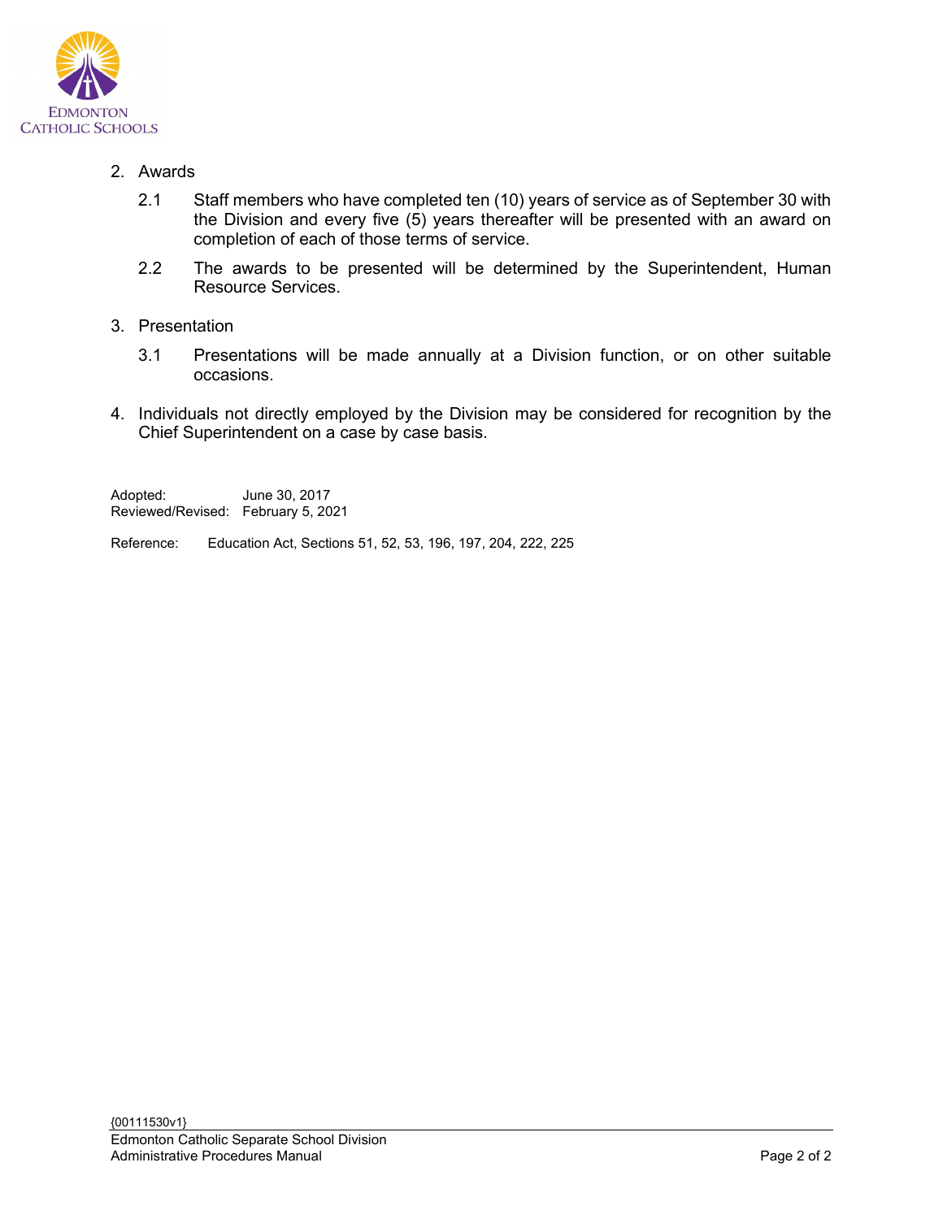2. Awards

   2.1 Staff members who have completed ten (10) years of service as of September 30 with the Division and every five (5) years thereafter will be presented with an award on completion of each of those terms of service.

   2.2 The awards to be presented will be determined by the Superintendent, Human Resource Services.

3. Presentation

   3.1 Presentations will be made annually at a Division function, or on other suitable occasions.

4. Individuals not directly employed by the Division may be considered for recognition by the Chief Superintendent on a case by case basis.

Adopted: June 30, 2017
Reviewed/Revised: February 5, 2021

Reference: Education Act, Sections 51, 52, 53, 196, 197, 204, 222, 225

{00111530v1}